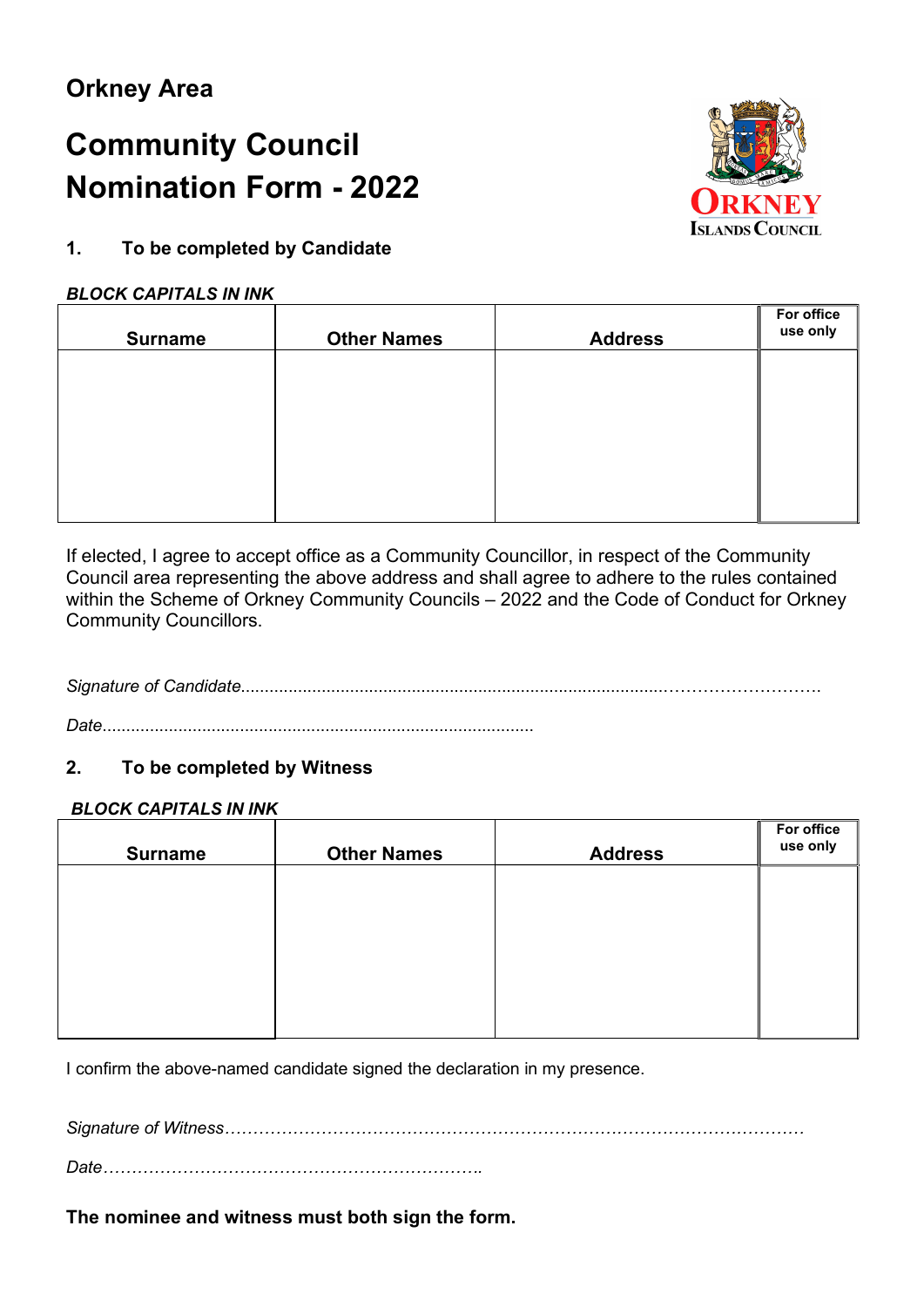## Orkney Area

# Community Council Nomination Form - 2022

### 1. To be completed by Candidate

***BLOCK CAPITALS IN INK***

| Surname | Other Names | Address | For office use only |
|---|---|---|---|
| | | | |

If elected, I agree to accept office as a Community Councillor, in respect of the Community Council area representing the above address and shall agree to adhere to the rules contained within the Scheme of Orkney Community Councils – 2022 and the Code of Conduct for Orkney Community Councillors.

*Signature of Candidate*.......................................................................................................

*Date*..........................................................................................

### 2. To be completed by Witness

***BLOCK CAPITALS IN INK***

| Surname | Other Names | Address | For office use only |
|---|---|---|---|
| | | | |

I confirm the above-named candidate signed the declaration in my presence.

*Signature of Witness*……………………………………………………………………………………

*Date*…………………………………………………………..

**The nominee and witness must both sign the form.**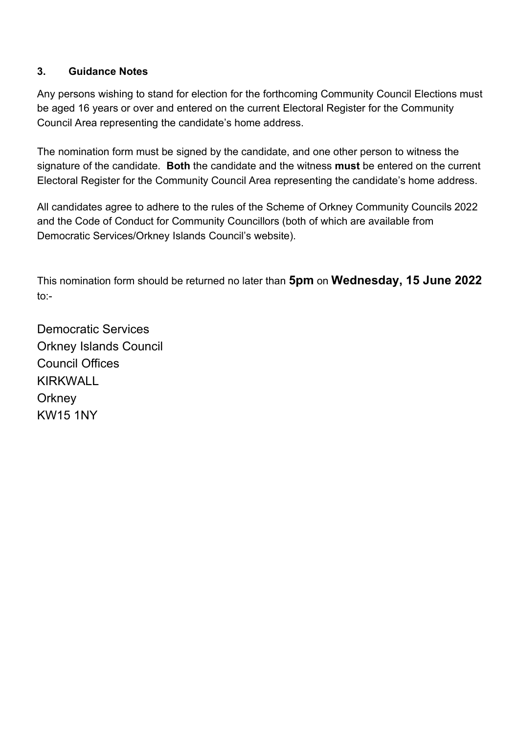### 3. Guidance Notes

Any persons wishing to stand for election for the forthcoming Community Council Elections must be aged 16 years or over and entered on the current Electoral Register for the Community Council Area representing the candidate's home address.

The nomination form must be signed by the candidate, and one other person to witness the signature of the candidate. **Both** the candidate and the witness **must** be entered on the current Electoral Register for the Community Council Area representing the candidate's home address.

All candidates agree to adhere to the rules of the Scheme of Orkney Community Councils 2022 and the Code of Conduct for Community Councillors (both of which are available from Democratic Services/Orkney Islands Council's website).

This nomination form should be returned no later than **5pm** on **Wednesday, 15 June 2022** to:-

Democratic Services  
Orkney Islands Council  
Council Offices  
KIRKWALL  
Orkney  
KW15 1NY